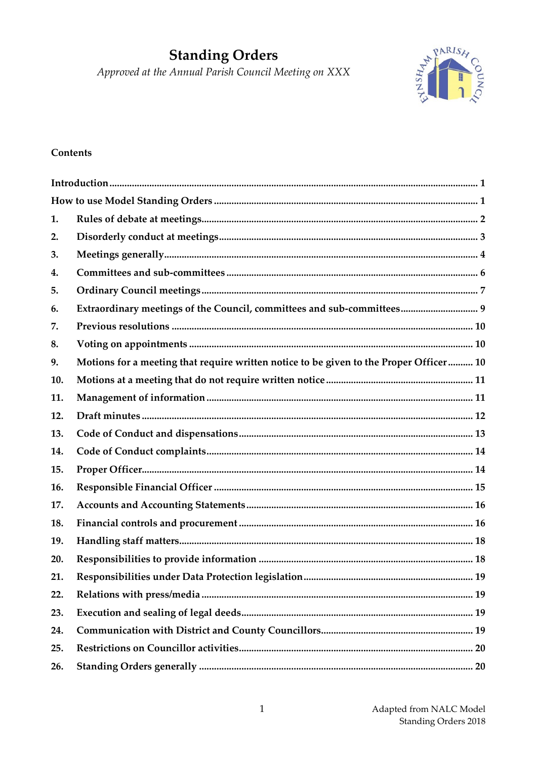# Standing Orders

*Approved at the Annual Parish Council Meeting on XXX*

**Contents**

| | | |
|---|---|---|
| **Introduction** | | 1 |
| **How to use Model Standing Orders** | | 1 |
| **1.** | **Rules of debate at meetings** | 2 |
| **2.** | **Disorderly conduct at meetings** | 3 |
| **3.** | **Meetings generally** | 4 |
| **4.** | **Committees and sub-committees** | 6 |
| **5.** | **Ordinary Council meetings** | 7 |
| **6.** | **Extraordinary meetings of the Council, committees and sub-committees** | 9 |
| **7.** | **Previous resolutions** | 10 |
| **8.** | **Voting on appointments** | 10 |
| **9.** | **Motions for a meeting that require written notice to be given to the Proper Officer** | 10 |
| **10.** | **Motions at a meeting that do not require written notice** | 11 |
| **11.** | **Management of information** | 11 |
| **12.** | **Draft minutes** | 12 |
| **13.** | **Code of Conduct and dispensations** | 13 |
| **14.** | **Code of Conduct complaints** | 14 |
| **15.** | **Proper Officer** | 14 |
| **16.** | **Responsible Financial Officer** | 15 |
| **17.** | **Accounts and Accounting Statements** | 16 |
| **18.** | **Financial controls and procurement** | 16 |
| **19.** | **Handling staff matters** | 18 |
| **20.** | **Responsibilities to provide information** | 18 |
| **21.** | **Responsibilities under Data Protection legislation** | 19 |
| **22.** | **Relations with press/media** | 19 |
| **23.** | **Execution and sealing of legal deeds** | 19 |
| **24.** | **Communication with District and County Councillors** | 19 |
| **25.** | **Restrictions on Councillor activities** | 20 |
| **26.** | **Standing Orders generally** | 20 |

Adapted from NALC Model Standing Orders 2018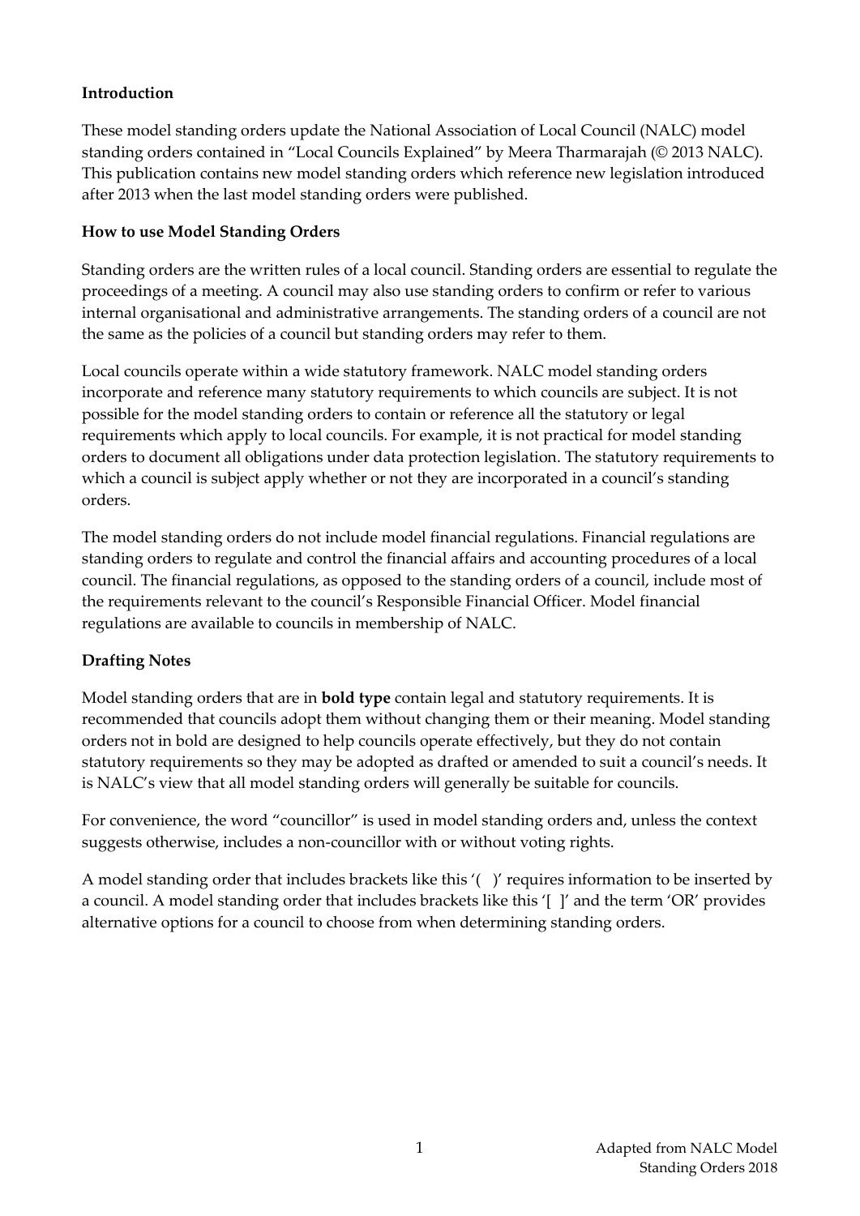**Introduction**

These model standing orders update the National Association of Local Council (NALC) model standing orders contained in "Local Councils Explained" by Meera Tharmarajah (© 2013 NALC). This publication contains new model standing orders which reference new legislation introduced after 2013 when the last model standing orders were published.

**How to use Model Standing Orders**

Standing orders are the written rules of a local council. Standing orders are essential to regulate the proceedings of a meeting. A council may also use standing orders to confirm or refer to various internal organisational and administrative arrangements. The standing orders of a council are not the same as the policies of a council but standing orders may refer to them.

Local councils operate within a wide statutory framework. NALC model standing orders incorporate and reference many statutory requirements to which councils are subject. It is not possible for the model standing orders to contain or reference all the statutory or legal requirements which apply to local councils. For example, it is not practical for model standing orders to document all obligations under data protection legislation. The statutory requirements to which a council is subject apply whether or not they are incorporated in a council's standing orders.

The model standing orders do not include model financial regulations. Financial regulations are standing orders to regulate and control the financial affairs and accounting procedures of a local council. The financial regulations, as opposed to the standing orders of a council, include most of the requirements relevant to the council's Responsible Financial Officer. Model financial regulations are available to councils in membership of NALC.

**Drafting Notes**

Model standing orders that are in **bold type** contain legal and statutory requirements. It is recommended that councils adopt them without changing them or their meaning. Model standing orders not in bold are designed to help councils operate effectively, but they do not contain statutory requirements so they may be adopted as drafted or amended to suit a council's needs. It is NALC's view that all model standing orders will generally be suitable for councils.

For convenience, the word "councillor" is used in model standing orders and, unless the context suggests otherwise, includes a non-councillor with or without voting rights.

A model standing order that includes brackets like this '( )' requires information to be inserted by a council. A model standing order that includes brackets like this '[ ]' and the term 'OR' provides alternative options for a council to choose from when determining standing orders.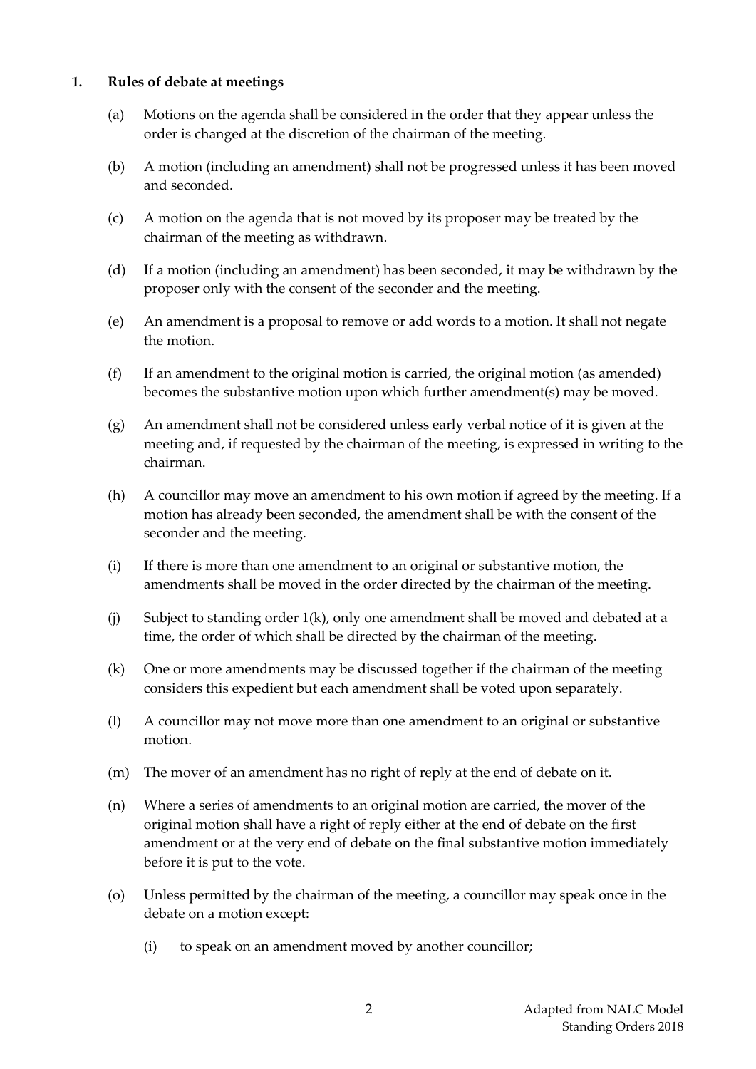## 1. Rules of debate at meetings

(a) Motions on the agenda shall be considered in the order that they appear unless the order is changed at the discretion of the chairman of the meeting.

(b) A motion (including an amendment) shall not be progressed unless it has been moved and seconded.

(c) A motion on the agenda that is not moved by its proposer may be treated by the chairman of the meeting as withdrawn.

(d) If a motion (including an amendment) has been seconded, it may be withdrawn by the proposer only with the consent of the seconder and the meeting.

(e) An amendment is a proposal to remove or add words to a motion. It shall not negate the motion.

(f) If an amendment to the original motion is carried, the original motion (as amended) becomes the substantive motion upon which further amendment(s) may be moved.

(g) An amendment shall not be considered unless early verbal notice of it is given at the meeting and, if requested by the chairman of the meeting, is expressed in writing to the chairman.

(h) A councillor may move an amendment to his own motion if agreed by the meeting. If a motion has already been seconded, the amendment shall be with the consent of the seconder and the meeting.

(i) If there is more than one amendment to an original or substantive motion, the amendments shall be moved in the order directed by the chairman of the meeting.

(j) Subject to standing order 1(k), only one amendment shall be moved and debated at a time, the order of which shall be directed by the chairman of the meeting.

(k) One or more amendments may be discussed together if the chairman of the meeting considers this expedient but each amendment shall be voted upon separately.

(l) A councillor may not move more than one amendment to an original or substantive motion.

(m) The mover of an amendment has no right of reply at the end of debate on it.

(n) Where a series of amendments to an original motion are carried, the mover of the original motion shall have a right of reply either at the end of debate on the first amendment or at the very end of debate on the final substantive motion immediately before it is put to the vote.

(o) Unless permitted by the chairman of the meeting, a councillor may speak once in the debate on a motion except:

   (i) to speak on an amendment moved by another councillor;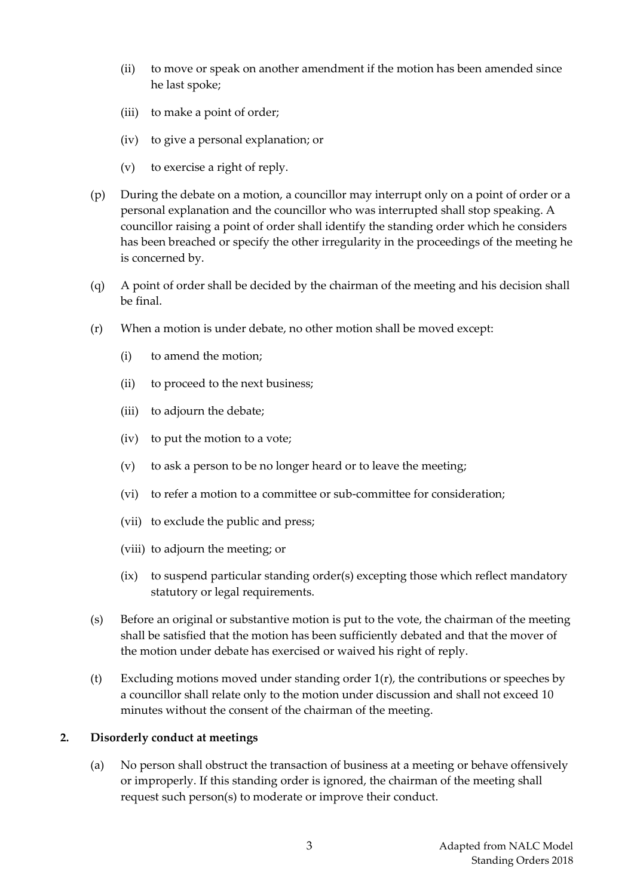- (ii) to move or speak on another amendment if the motion has been amended since he last spoke;
- (iii) to make a point of order;
- (iv) to give a personal explanation; or
- (v) to exercise a right of reply.

(p) During the debate on a motion, a councillor may interrupt only on a point of order or a personal explanation and the councillor who was interrupted shall stop speaking. A councillor raising a point of order shall identify the standing order which he considers has been breached or specify the other irregularity in the proceedings of the meeting he is concerned by.

(q) A point of order shall be decided by the chairman of the meeting and his decision shall be final.

(r) When a motion is under debate, no other motion shall be moved except:

- (i) to amend the motion;
- (ii) to proceed to the next business;
- (iii) to adjourn the debate;
- (iv) to put the motion to a vote;
- (v) to ask a person to be no longer heard or to leave the meeting;
- (vi) to refer a motion to a committee or sub-committee for consideration;
- (vii) to exclude the public and press;
- (viii) to adjourn the meeting; or
- (ix) to suspend particular standing order(s) excepting those which reflect mandatory statutory or legal requirements.

(s) Before an original or substantive motion is put to the vote, the chairman of the meeting shall be satisfied that the motion has been sufficiently debated and that the mover of the motion under debate has exercised or waived his right of reply.

(t) Excluding motions moved under standing order 1(r), the contributions or speeches by a councillor shall relate only to the motion under discussion and shall not exceed 10 minutes without the consent of the chairman of the meeting.

## 2. Disorderly conduct at meetings

(a) No person shall obstruct the transaction of business at a meeting or behave offensively or improperly. If this standing order is ignored, the chairman of the meeting shall request such person(s) to moderate or improve their conduct.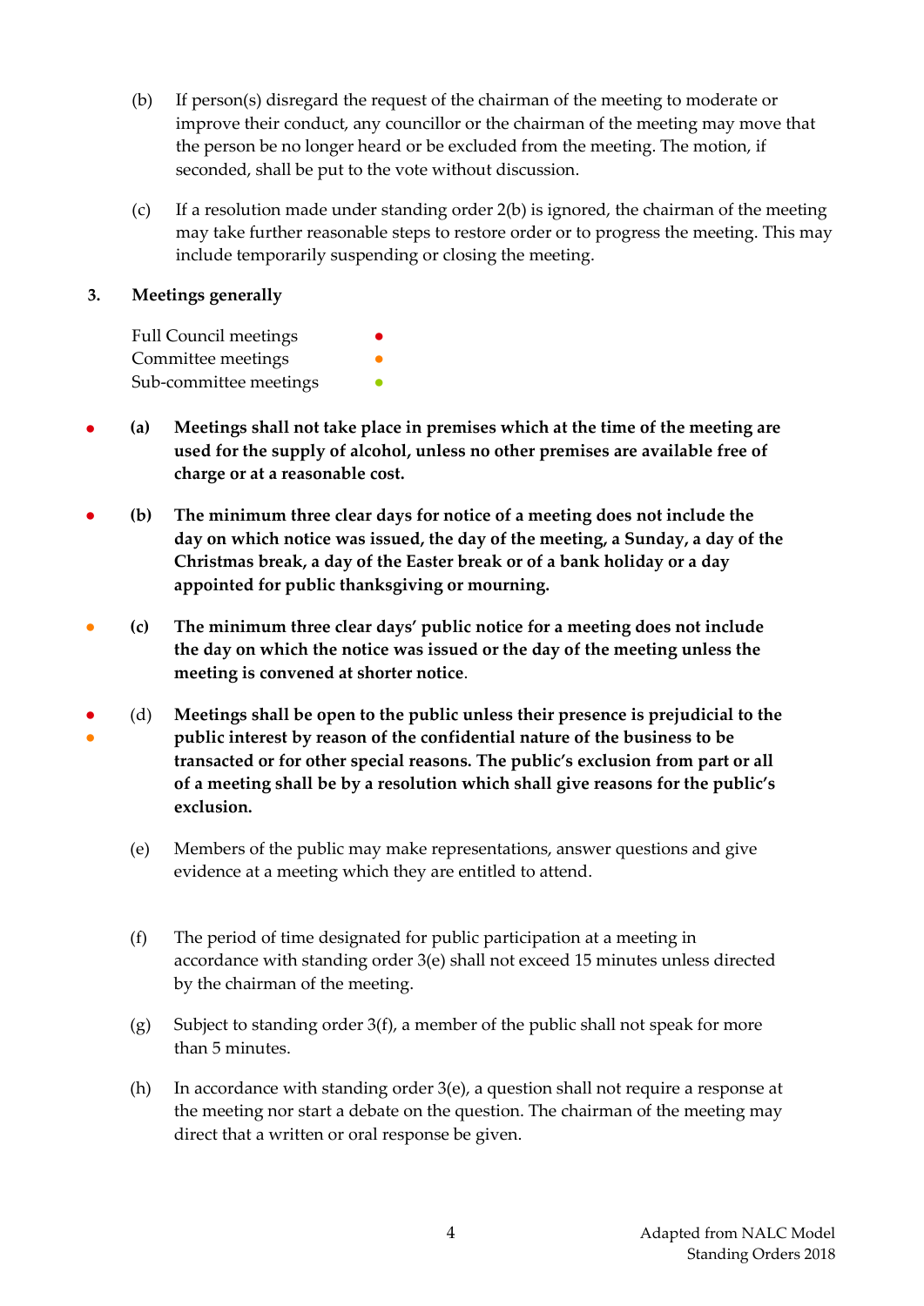(b) If person(s) disregard the request of the chairman of the meeting to moderate or improve their conduct, any councillor or the chairman of the meeting may move that the person be no longer heard or be excluded from the meeting. The motion, if seconded, shall be put to the vote without discussion.

(c) If a resolution made under standing order 2(b) is ignored, the chairman of the meeting may take further reasonable steps to restore order or to progress the meeting. This may include temporarily suspending or closing the meeting.

## 3. Meetings generally

Full Council meetings ● (red)
Committee meetings ● (orange)
Sub-committee meetings ● (green)

● (red) **(a) Meetings shall not take place in premises which at the time of the meeting are used for the supply of alcohol, unless no other premises are available free of charge or at a reasonable cost.**

● (red) **(b) The minimum three clear days for notice of a meeting does not include the day on which notice was issued, the day of the meeting, a Sunday, a day of the Christmas break, a day of the Easter break or of a bank holiday or a day appointed for public thanksgiving or mourning.**

● (orange) **(c) The minimum three clear days' public notice for a meeting does not include the day on which the notice was issued or the day of the meeting unless the meeting is convened at shorter notice**.

● (red) ● (orange) (d) **Meetings shall be open to the public unless their presence is prejudicial to the public interest by reason of the confidential nature of the business to be transacted or for other special reasons. The public's exclusion from part or all of a meeting shall be by a resolution which shall give reasons for the public's exclusion.**

(e) Members of the public may make representations, answer questions and give evidence at a meeting which they are entitled to attend.

(f) The period of time designated for public participation at a meeting in accordance with standing order 3(e) shall not exceed 15 minutes unless directed by the chairman of the meeting.

(g) Subject to standing order 3(f), a member of the public shall not speak for more than 5 minutes.

(h) In accordance with standing order 3(e), a question shall not require a response at the meeting nor start a debate on the question. The chairman of the meeting may direct that a written or oral response be given.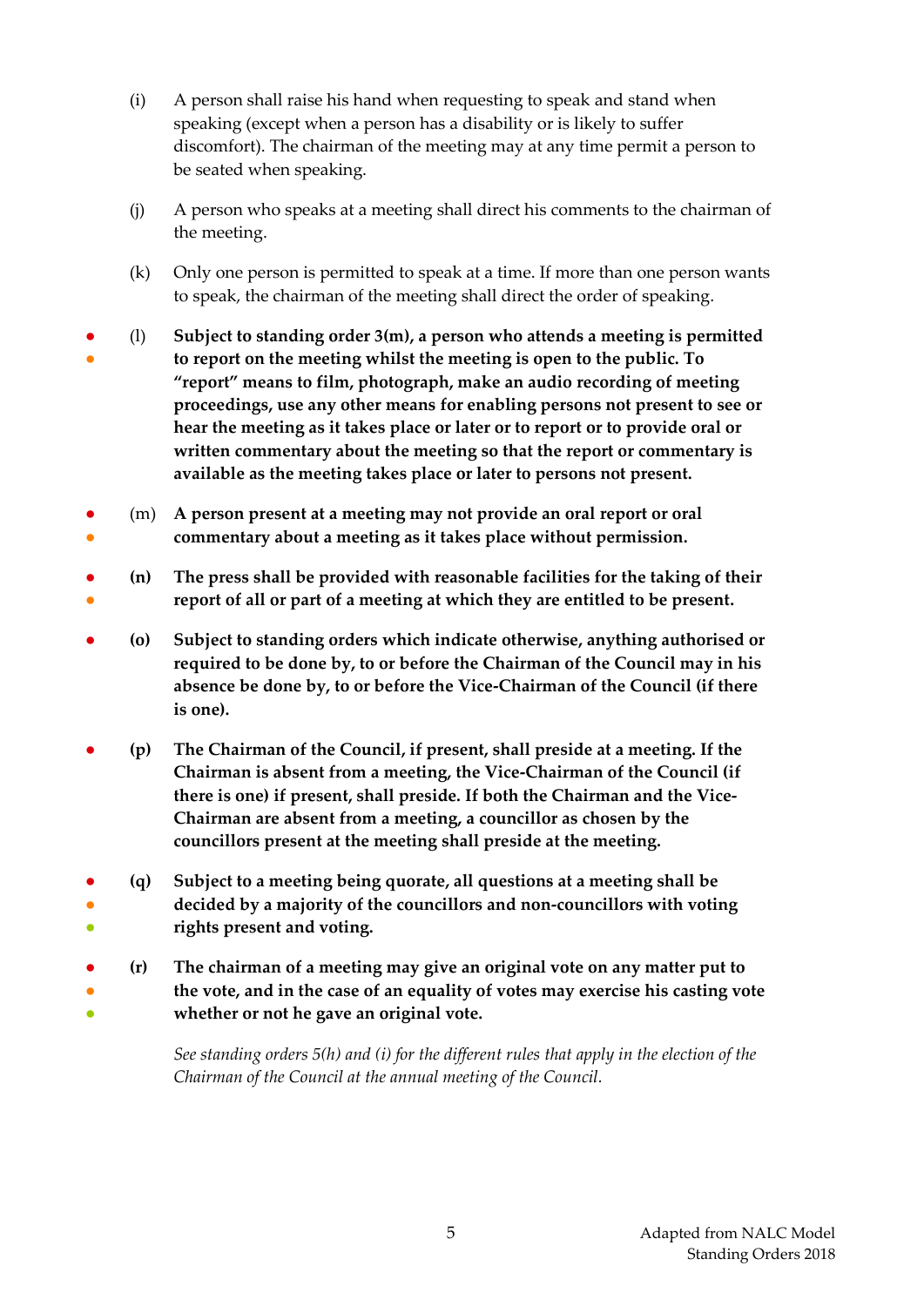(i) A person shall raise his hand when requesting to speak and stand when speaking (except when a person has a disability or is likely to suffer discomfort). The chairman of the meeting may at any time permit a person to be seated when speaking.

(j) A person who speaks at a meeting shall direct his comments to the chairman of the meeting.

(k) Only one person is permitted to speak at a time. If more than one person wants to speak, the chairman of the meeting shall direct the order of speaking.

● ● (l) **Subject to standing order 3(m), a person who attends a meeting is permitted to report on the meeting whilst the meeting is open to the public. To "report" means to film, photograph, make an audio recording of meeting proceedings, use any other means for enabling persons not present to see or hear the meeting as it takes place or later or to report or to provide oral or written commentary about the meeting so that the report or commentary is available as the meeting takes place or later to persons not present.**

● ● (m) **A person present at a meeting may not provide an oral report or oral commentary about a meeting as it takes place without permission.**

● ● **(n) The press shall be provided with reasonable facilities for the taking of their report of all or part of a meeting at which they are entitled to be present.**

● **(o) Subject to standing orders which indicate otherwise, anything authorised or required to be done by, to or before the Chairman of the Council may in his absence be done by, to or before the Vice-Chairman of the Council (if there is one).**

● **(p) The Chairman of the Council, if present, shall preside at a meeting. If the Chairman is absent from a meeting, the Vice-Chairman of the Council (if there is one) if present, shall preside. If both the Chairman and the Vice-Chairman are absent from a meeting, a councillor as chosen by the councillors present at the meeting shall preside at the meeting.**

● ● ● **(q) Subject to a meeting being quorate, all questions at a meeting shall be decided by a majority of the councillors and non-councillors with voting rights present and voting.**

● ● ● **(r) The chairman of a meeting may give an original vote on any matter put to the vote, and in the case of an equality of votes may exercise his casting vote whether or not he gave an original vote.**

*See standing orders 5(h) and (i) for the different rules that apply in the election of the Chairman of the Council at the annual meeting of the Council.*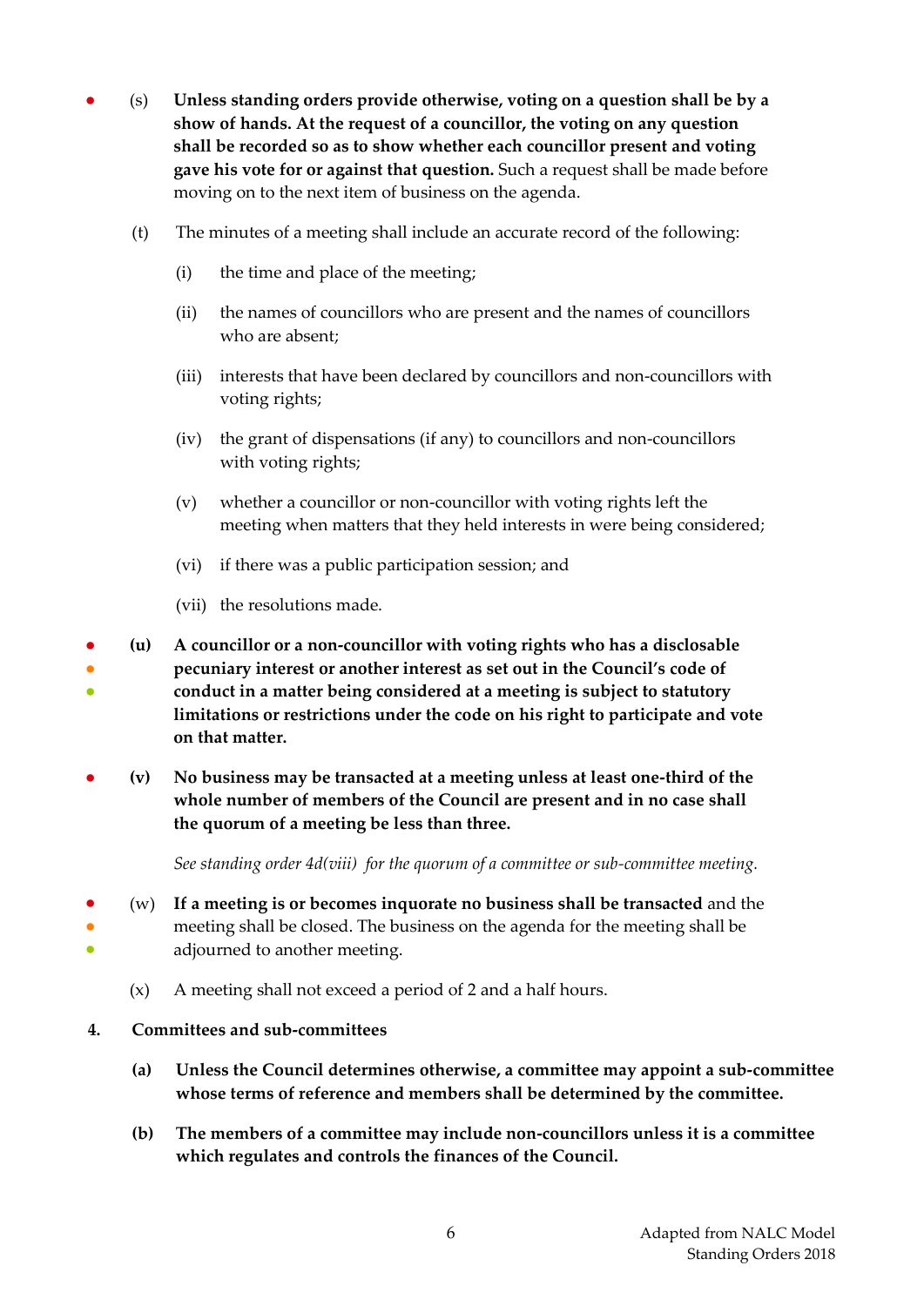- (s) **Unless standing orders provide otherwise, voting on a question shall be by a show of hands. At the request of a councillor, the voting on any question shall be recorded so as to show whether each councillor present and voting gave his vote for or against that question.** Such a request shall be made before moving on to the next item of business on the agenda.

(t) The minutes of a meeting shall include an accurate record of the following:

(i) the time and place of the meeting;

(ii) the names of councillors who are present and the names of councillors who are absent;

(iii) interests that have been declared by councillors and non-councillors with voting rights;

(iv) the grant of dispensations (if any) to councillors and non-councillors with voting rights;

(v) whether a councillor or non-councillor with voting rights left the meeting when matters that they held interests in were being considered;

(vi) if there was a public participation session; and

(vii) the resolutions made.

- **(u) A councillor or a non-councillor with voting rights who has a disclosable pecuniary interest or another interest as set out in the Council's code of conduct in a matter being considered at a meeting is subject to statutory limitations or restrictions under the code on his right to participate and vote on that matter.**

- **(v) No business may be transacted at a meeting unless at least one-third of the whole number of members of the Council are present and in no case shall the quorum of a meeting be less than three.**

*See standing order 4d(viii) for the quorum of a committee or sub-committee meeting.*

- (w) **If a meeting is or becomes inquorate no business shall be transacted** and the meeting shall be closed. The business on the agenda for the meeting shall be adjourned to another meeting.

(x) A meeting shall not exceed a period of 2 and a half hours.

## 4. Committees and sub-committees

**(a) Unless the Council determines otherwise, a committee may appoint a sub-committee whose terms of reference and members shall be determined by the committee.**

**(b) The members of a committee may include non-councillors unless it is a committee which regulates and controls the finances of the Council.**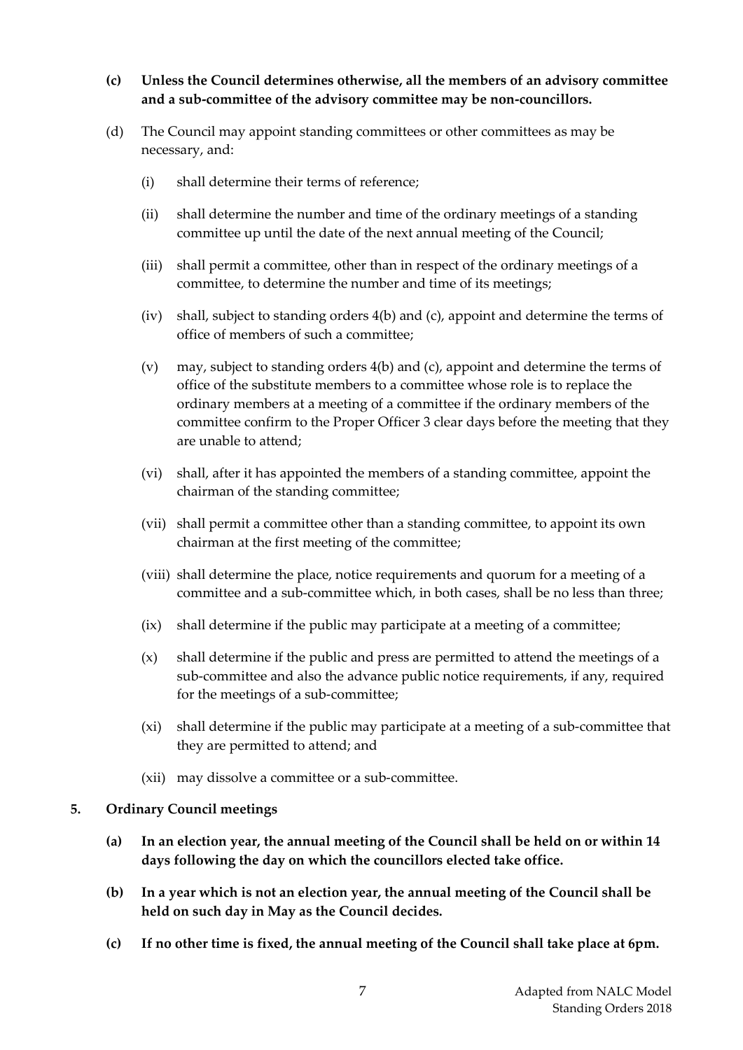**(c) Unless the Council determines otherwise, all the members of an advisory committee and a sub-committee of the advisory committee may be non-councillors.**

(d) The Council may appoint standing committees or other committees as may be necessary, and:

(i) shall determine their terms of reference;

(ii) shall determine the number and time of the ordinary meetings of a standing committee up until the date of the next annual meeting of the Council;

(iii) shall permit a committee, other than in respect of the ordinary meetings of a committee, to determine the number and time of its meetings;

(iv) shall, subject to standing orders 4(b) and (c), appoint and determine the terms of office of members of such a committee;

(v) may, subject to standing orders 4(b) and (c), appoint and determine the terms of office of the substitute members to a committee whose role is to replace the ordinary members at a meeting of a committee if the ordinary members of the committee confirm to the Proper Officer 3 clear days before the meeting that they are unable to attend;

(vi) shall, after it has appointed the members of a standing committee, appoint the chairman of the standing committee;

(vii) shall permit a committee other than a standing committee, to appoint its own chairman at the first meeting of the committee;

(viii) shall determine the place, notice requirements and quorum for a meeting of a committee and a sub-committee which, in both cases, shall be no less than three;

(ix) shall determine if the public may participate at a meeting of a committee;

(x) shall determine if the public and press are permitted to attend the meetings of a sub-committee and also the advance public notice requirements, if any, required for the meetings of a sub-committee;

(xi) shall determine if the public may participate at a meeting of a sub-committee that they are permitted to attend; and

(xii) may dissolve a committee or a sub-committee.

## 5. Ordinary Council meetings

**(a) In an election year, the annual meeting of the Council shall be held on or within 14 days following the day on which the councillors elected take office.**

**(b) In a year which is not an election year, the annual meeting of the Council shall be held on such day in May as the Council decides.**

**(c) If no other time is fixed, the annual meeting of the Council shall take place at 6pm.**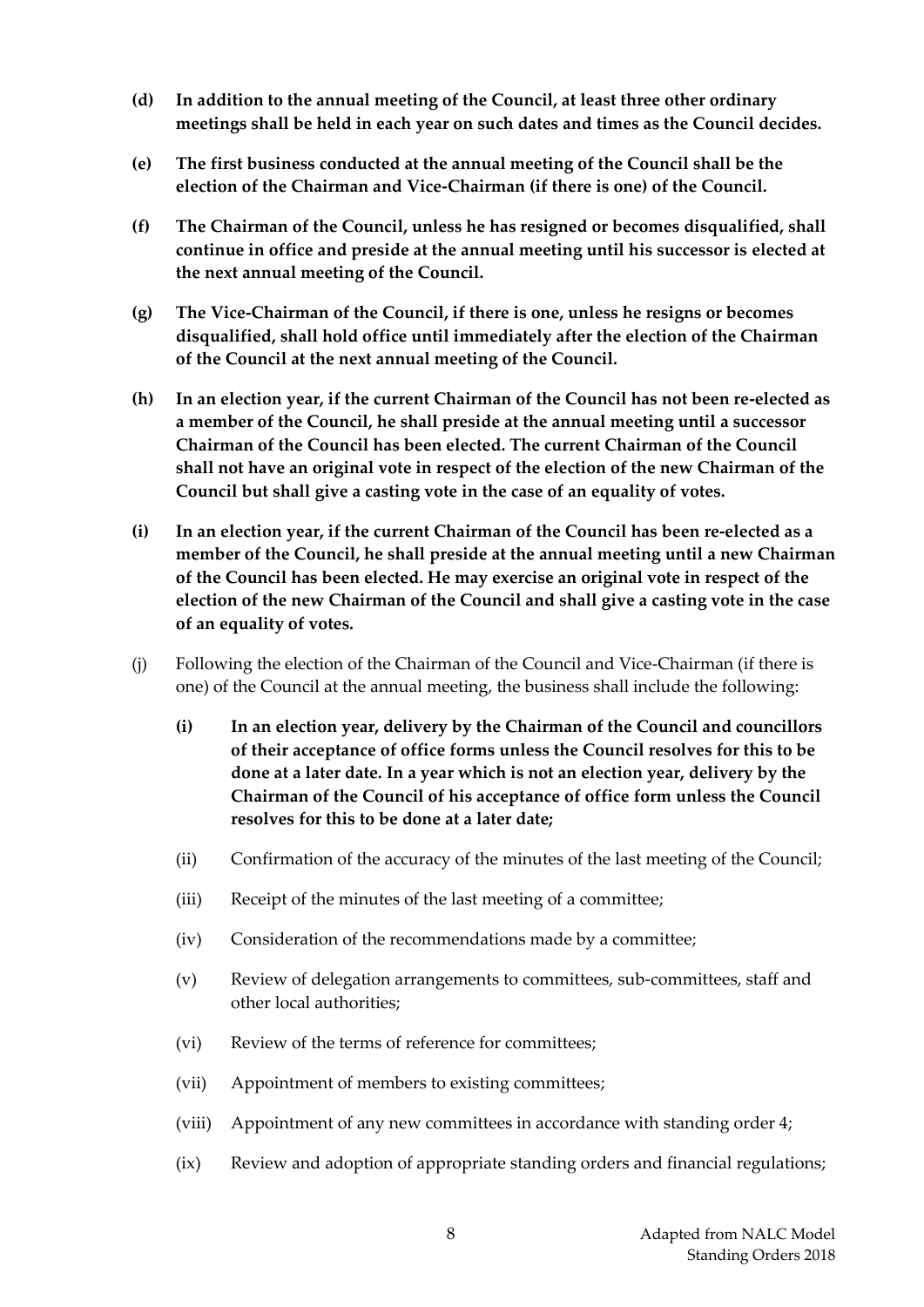**(d) In addition to the annual meeting of the Council, at least three other ordinary meetings shall be held in each year on such dates and times as the Council decides.**

**(e) The first business conducted at the annual meeting of the Council shall be the election of the Chairman and Vice-Chairman (if there is one) of the Council.**

**(f) The Chairman of the Council, unless he has resigned or becomes disqualified, shall continue in office and preside at the annual meeting until his successor is elected at the next annual meeting of the Council.**

**(g) The Vice-Chairman of the Council, if there is one, unless he resigns or becomes disqualified, shall hold office until immediately after the election of the Chairman of the Council at the next annual meeting of the Council.**

**(h) In an election year, if the current Chairman of the Council has not been re-elected as a member of the Council, he shall preside at the annual meeting until a successor Chairman of the Council has been elected. The current Chairman of the Council shall not have an original vote in respect of the election of the new Chairman of the Council but shall give a casting vote in the case of an equality of votes.**

**(i) In an election year, if the current Chairman of the Council has been re-elected as a member of the Council, he shall preside at the annual meeting until a new Chairman of the Council has been elected. He may exercise an original vote in respect of the election of the new Chairman of the Council and shall give a casting vote in the case of an equality of votes.**

(j) Following the election of the Chairman of the Council and Vice-Chairman (if there is one) of the Council at the annual meeting, the business shall include the following:

- **(i) In an election year, delivery by the Chairman of the Council and councillors of their acceptance of office forms unless the Council resolves for this to be done at a later date. In a year which is not an election year, delivery by the Chairman of the Council of his acceptance of office form unless the Council resolves for this to be done at a later date;**
- (ii) Confirmation of the accuracy of the minutes of the last meeting of the Council;
- (iii) Receipt of the minutes of the last meeting of a committee;
- (iv) Consideration of the recommendations made by a committee;
- (v) Review of delegation arrangements to committees, sub-committees, staff and other local authorities;
- (vi) Review of the terms of reference for committees;
- (vii) Appointment of members to existing committees;
- (viii) Appointment of any new committees in accordance with standing order 4;
- (ix) Review and adoption of appropriate standing orders and financial regulations;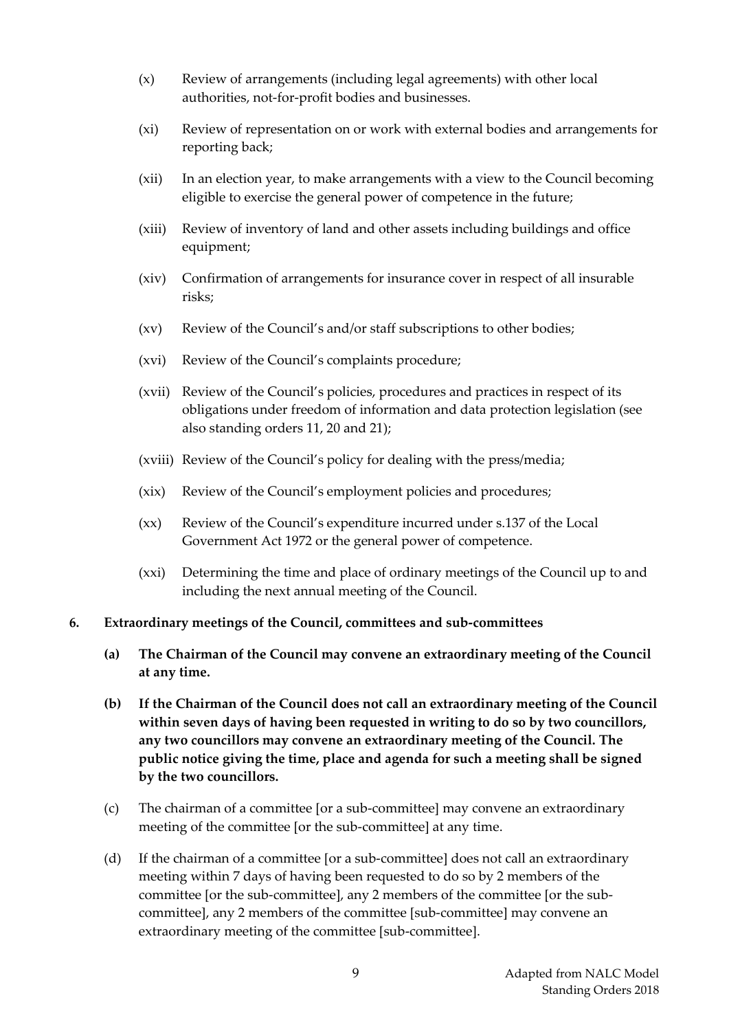(x) Review of arrangements (including legal agreements) with other local authorities, not-for-profit bodies and businesses.

(xi) Review of representation on or work with external bodies and arrangements for reporting back;

(xii) In an election year, to make arrangements with a view to the Council becoming eligible to exercise the general power of competence in the future;

(xiii) Review of inventory of land and other assets including buildings and office equipment;

(xiv) Confirmation of arrangements for insurance cover in respect of all insurable risks;

(xv) Review of the Council's and/or staff subscriptions to other bodies;

(xvi) Review of the Council's complaints procedure;

(xvii) Review of the Council's policies, procedures and practices in respect of its obligations under freedom of information and data protection legislation (see also standing orders 11, 20 and 21);

(xviii) Review of the Council's policy for dealing with the press/media;

(xix) Review of the Council's employment policies and procedures;

(xx) Review of the Council's expenditure incurred under s.137 of the Local Government Act 1972 or the general power of competence.

(xxi) Determining the time and place of ordinary meetings of the Council up to and including the next annual meeting of the Council.

**6. Extraordinary meetings of the Council, committees and sub-committees**

**(a) The Chairman of the Council may convene an extraordinary meeting of the Council at any time.**

**(b) If the Chairman of the Council does not call an extraordinary meeting of the Council within seven days of having been requested in writing to do so by two councillors, any two councillors may convene an extraordinary meeting of the Council. The public notice giving the time, place and agenda for such a meeting shall be signed by the two councillors.**

(c) The chairman of a committee [or a sub-committee] may convene an extraordinary meeting of the committee [or the sub-committee] at any time.

(d) If the chairman of a committee [or a sub-committee] does not call an extraordinary meeting within 7 days of having been requested to do so by 2 members of the committee [or the sub-committee], any 2 members of the committee [or the sub-committee], any 2 members of the committee [sub-committee] may convene an extraordinary meeting of the committee [sub-committee].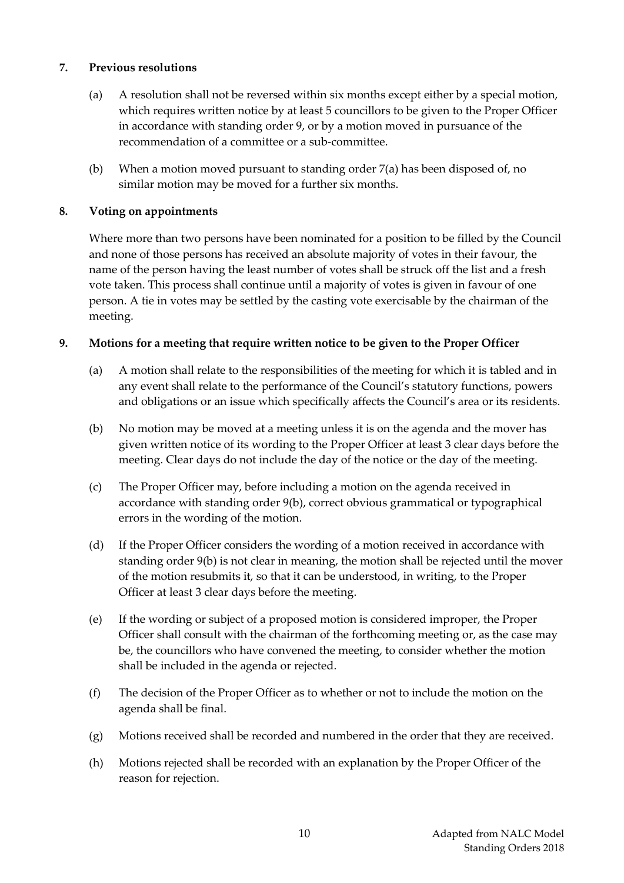**7. Previous resolutions**

(a) A resolution shall not be reversed within six months except either by a special motion, which requires written notice by at least 5 councillors to be given to the Proper Officer in accordance with standing order 9, or by a motion moved in pursuance of the recommendation of a committee or a sub-committee.

(b) When a motion moved pursuant to standing order 7(a) has been disposed of, no similar motion may be moved for a further six months.

**8. Voting on appointments**

Where more than two persons have been nominated for a position to be filled by the Council and none of those persons has received an absolute majority of votes in their favour, the name of the person having the least number of votes shall be struck off the list and a fresh vote taken. This process shall continue until a majority of votes is given in favour of one person. A tie in votes may be settled by the casting vote exercisable by the chairman of the meeting.

**9. Motions for a meeting that require written notice to be given to the Proper Officer**

(a) A motion shall relate to the responsibilities of the meeting for which it is tabled and in any event shall relate to the performance of the Council's statutory functions, powers and obligations or an issue which specifically affects the Council's area or its residents.

(b) No motion may be moved at a meeting unless it is on the agenda and the mover has given written notice of its wording to the Proper Officer at least 3 clear days before the meeting. Clear days do not include the day of the notice or the day of the meeting.

(c) The Proper Officer may, before including a motion on the agenda received in accordance with standing order 9(b), correct obvious grammatical or typographical errors in the wording of the motion.

(d) If the Proper Officer considers the wording of a motion received in accordance with standing order 9(b) is not clear in meaning, the motion shall be rejected until the mover of the motion resubmits it, so that it can be understood, in writing, to the Proper Officer at least 3 clear days before the meeting.

(e) If the wording or subject of a proposed motion is considered improper, the Proper Officer shall consult with the chairman of the forthcoming meeting or, as the case may be, the councillors who have convened the meeting, to consider whether the motion shall be included in the agenda or rejected.

(f) The decision of the Proper Officer as to whether or not to include the motion on the agenda shall be final.

(g) Motions received shall be recorded and numbered in the order that they are received.

(h) Motions rejected shall be recorded with an explanation by the Proper Officer of the reason for rejection.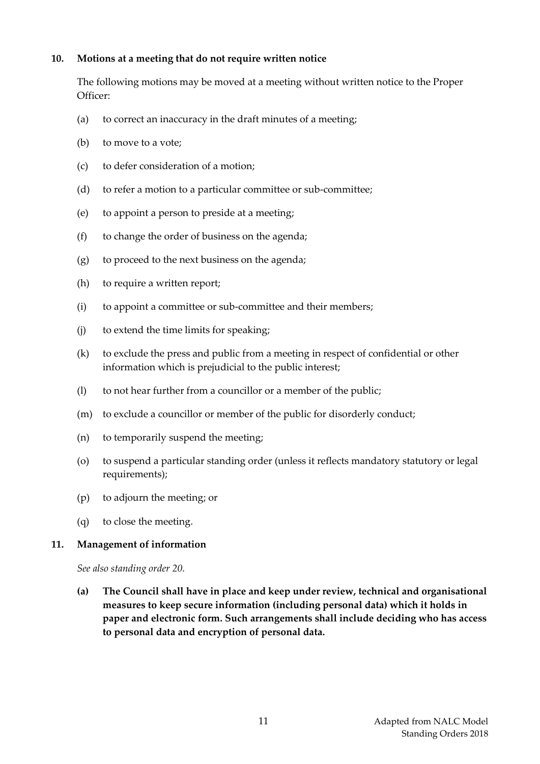## 10. Motions at a meeting that do not require written notice

The following motions may be moved at a meeting without written notice to the Proper Officer:

(a) to correct an inaccuracy in the draft minutes of a meeting;

(b) to move to a vote;

(c) to defer consideration of a motion;

(d) to refer a motion to a particular committee or sub-committee;

(e) to appoint a person to preside at a meeting;

(f) to change the order of business on the agenda;

(g) to proceed to the next business on the agenda;

(h) to require a written report;

(i) to appoint a committee or sub-committee and their members;

(j) to extend the time limits for speaking;

(k) to exclude the press and public from a meeting in respect of confidential or other information which is prejudicial to the public interest;

(l) to not hear further from a councillor or a member of the public;

(m) to exclude a councillor or member of the public for disorderly conduct;

(n) to temporarily suspend the meeting;

(o) to suspend a particular standing order (unless it reflects mandatory statutory or legal requirements);

(p) to adjourn the meeting; or

(q) to close the meeting.

## 11. Management of information

*See also standing order 20.*

**(a) The Council shall have in place and keep under review, technical and organisational measures to keep secure information (including personal data) which it holds in paper and electronic form. Such arrangements shall include deciding who has access to personal data and encryption of personal data.**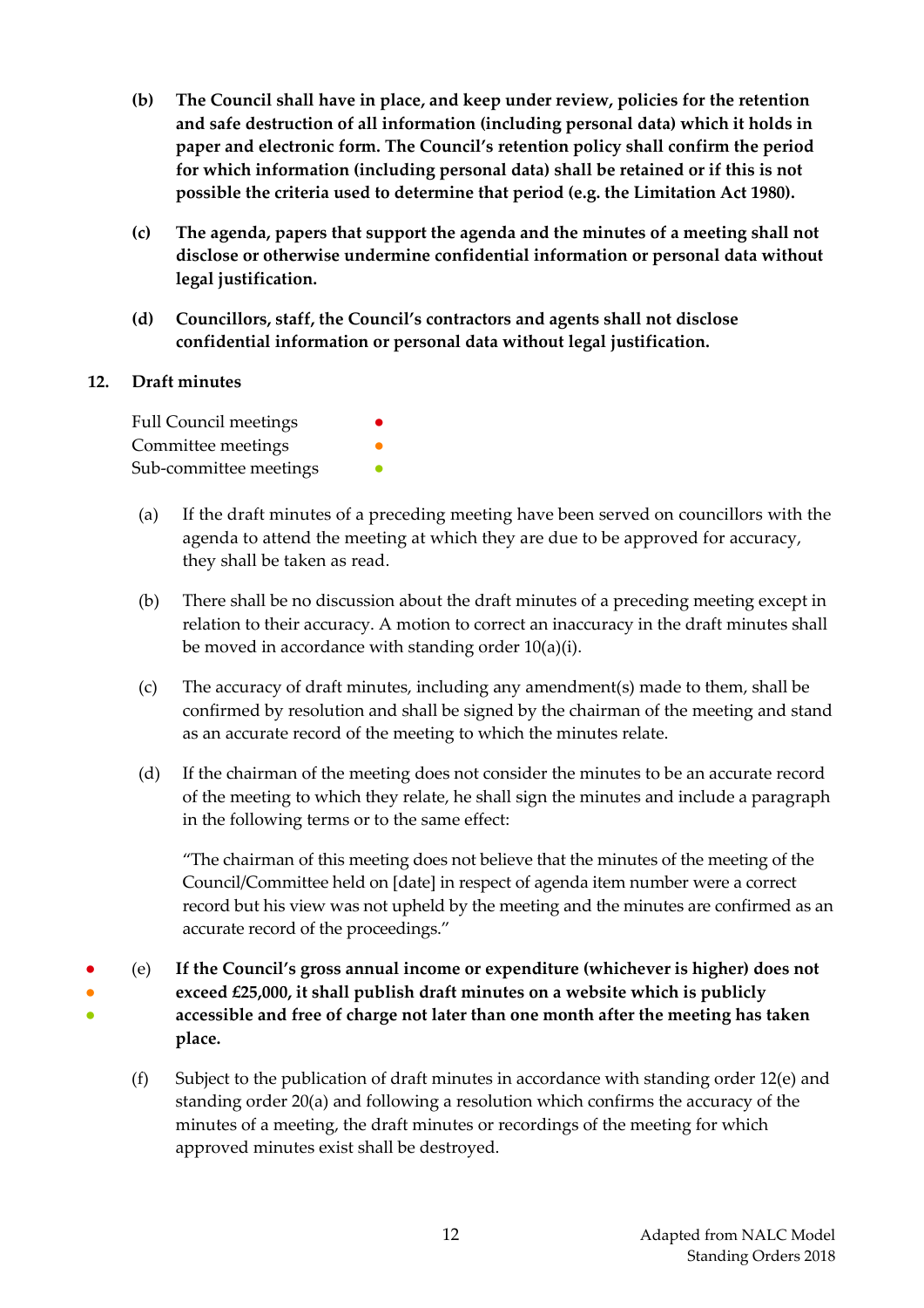**(b) The Council shall have in place, and keep under review, policies for the retention and safe destruction of all information (including personal data) which it holds in paper and electronic form. The Council's retention policy shall confirm the period for which information (including personal data) shall be retained or if this is not possible the criteria used to determine that period (e.g. the Limitation Act 1980).**

**(c) The agenda, papers that support the agenda and the minutes of a meeting shall not disclose or otherwise undermine confidential information or personal data without legal justification.**

**(d) Councillors, staff, the Council's contractors and agents shall not disclose confidential information or personal data without legal justification.**

## 12. Draft minutes

Full Council meetings ●
Committee meetings ●
Sub-committee meetings ●

(a) If the draft minutes of a preceding meeting have been served on councillors with the agenda to attend the meeting at which they are due to be approved for accuracy, they shall be taken as read.

(b) There shall be no discussion about the draft minutes of a preceding meeting except in relation to their accuracy. A motion to correct an inaccuracy in the draft minutes shall be moved in accordance with standing order 10(a)(i).

(c) The accuracy of draft minutes, including any amendment(s) made to them, shall be confirmed by resolution and shall be signed by the chairman of the meeting and stand as an accurate record of the meeting to which the minutes relate.

(d) If the chairman of the meeting does not consider the minutes to be an accurate record of the meeting to which they relate, he shall sign the minutes and include a paragraph in the following terms or to the same effect:

"The chairman of this meeting does not believe that the minutes of the meeting of the Council/Committee held on [date] in respect of agenda item number were a correct record but his view was not upheld by the meeting and the minutes are confirmed as an accurate record of the proceedings."

● ● ● (e) **If the Council's gross annual income or expenditure (whichever is higher) does not exceed £25,000, it shall publish draft minutes on a website which is publicly accessible and free of charge not later than one month after the meeting has taken place.**

(f) Subject to the publication of draft minutes in accordance with standing order 12(e) and standing order 20(a) and following a resolution which confirms the accuracy of the minutes of a meeting, the draft minutes or recordings of the meeting for which approved minutes exist shall be destroyed.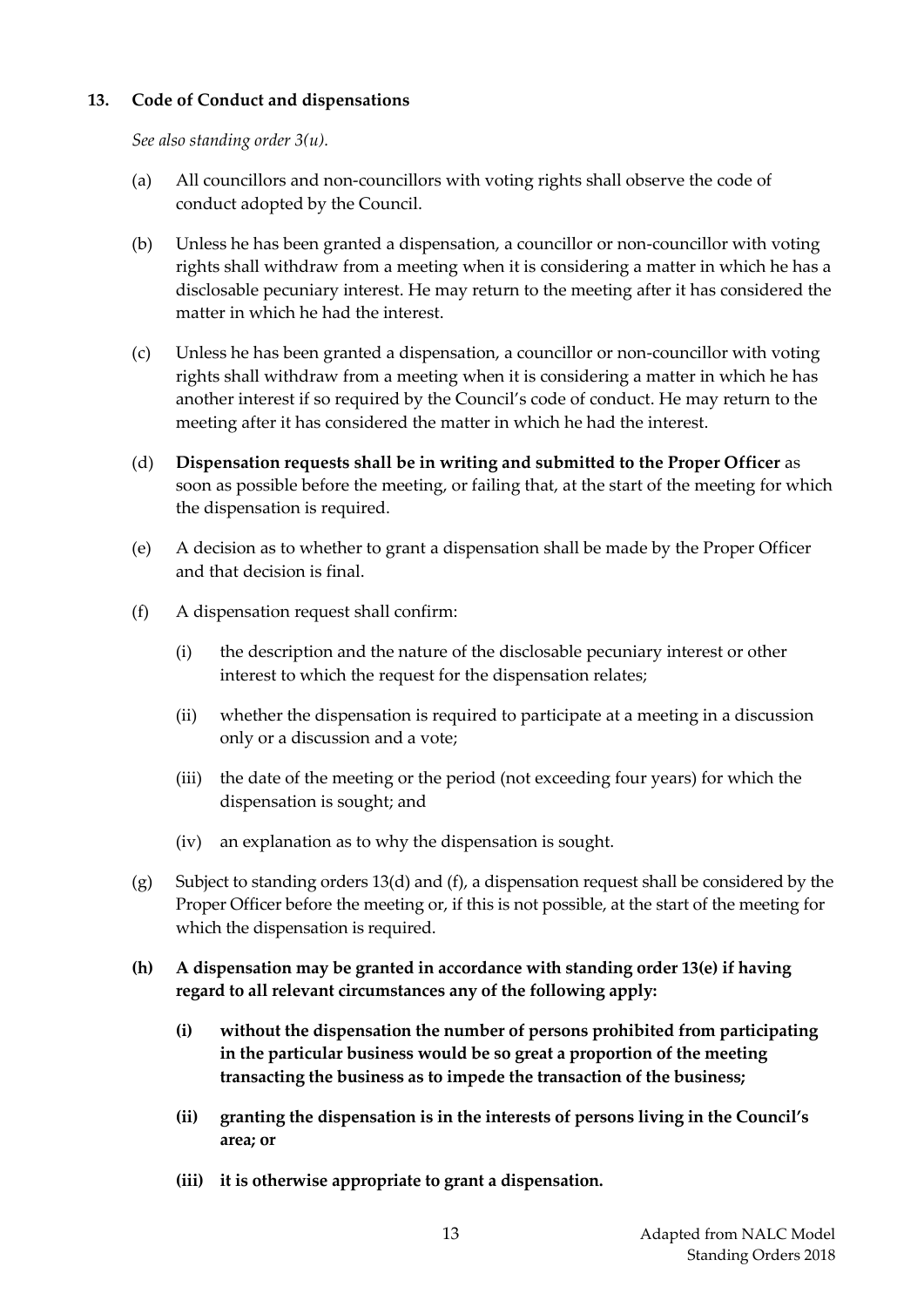## 13. Code of Conduct and dispensations

*See also standing order 3(u).*

(a) All councillors and non-councillors with voting rights shall observe the code of conduct adopted by the Council.

(b) Unless he has been granted a dispensation, a councillor or non-councillor with voting rights shall withdraw from a meeting when it is considering a matter in which he has a disclosable pecuniary interest. He may return to the meeting after it has considered the matter in which he had the interest.

(c) Unless he has been granted a dispensation, a councillor or non-councillor with voting rights shall withdraw from a meeting when it is considering a matter in which he has another interest if so required by the Council's code of conduct. He may return to the meeting after it has considered the matter in which he had the interest.

(d) **Dispensation requests shall be in writing and submitted to the Proper Officer** as soon as possible before the meeting, or failing that, at the start of the meeting for which the dispensation is required.

(e) A decision as to whether to grant a dispensation shall be made by the Proper Officer and that decision is final.

(f) A dispensation request shall confirm:

  (i) the description and the nature of the disclosable pecuniary interest or other interest to which the request for the dispensation relates;

  (ii) whether the dispensation is required to participate at a meeting in a discussion only or a discussion and a vote;

  (iii) the date of the meeting or the period (not exceeding four years) for which the dispensation is sought; and

  (iv) an explanation as to why the dispensation is sought.

(g) Subject to standing orders 13(d) and (f), a dispensation request shall be considered by the Proper Officer before the meeting or, if this is not possible, at the start of the meeting for which the dispensation is required.

**(h) A dispensation may be granted in accordance with standing order 13(e) if having regard to all relevant circumstances any of the following apply:**

  **(i) without the dispensation the number of persons prohibited from participating in the particular business would be so great a proportion of the meeting transacting the business as to impede the transaction of the business;**

  **(ii) granting the dispensation is in the interests of persons living in the Council's area; or**

  **(iii) it is otherwise appropriate to grant a dispensation.**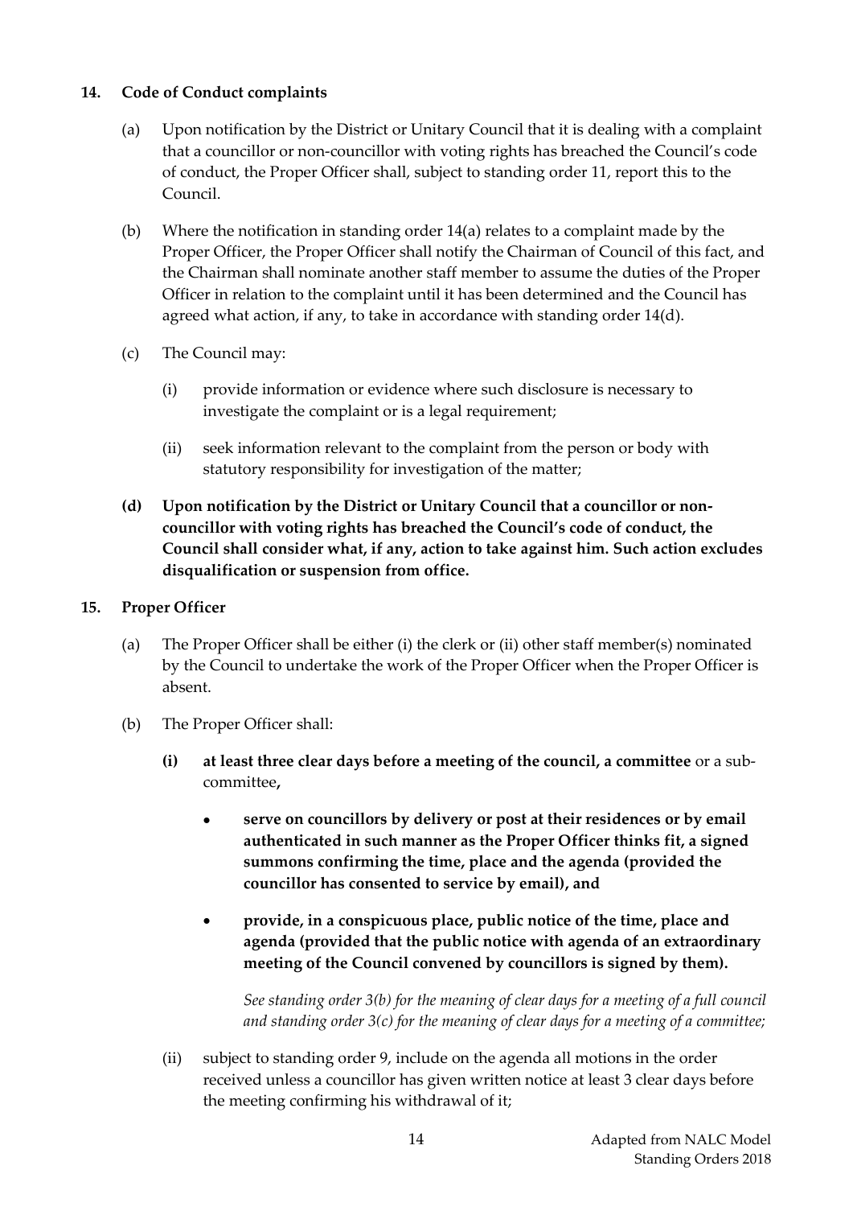## 14. Code of Conduct complaints

(a) Upon notification by the District or Unitary Council that it is dealing with a complaint that a councillor or non-councillor with voting rights has breached the Council's code of conduct, the Proper Officer shall, subject to standing order 11, report this to the Council.

(b) Where the notification in standing order 14(a) relates to a complaint made by the Proper Officer, the Proper Officer shall notify the Chairman of Council of this fact, and the Chairman shall nominate another staff member to assume the duties of the Proper Officer in relation to the complaint until it has been determined and the Council has agreed what action, if any, to take in accordance with standing order 14(d).

(c) The Council may:

- (i) provide information or evidence where such disclosure is necessary to investigate the complaint or is a legal requirement;
- (ii) seek information relevant to the complaint from the person or body with statutory responsibility for investigation of the matter;

**(d) Upon notification by the District or Unitary Council that a councillor or non-councillor with voting rights has breached the Council's code of conduct, the Council shall consider what, if any, action to take against him. Such action excludes disqualification or suspension from office.**

## 15. Proper Officer

(a) The Proper Officer shall be either (i) the clerk or (ii) other staff member(s) nominated by the Council to undertake the work of the Proper Officer when the Proper Officer is absent.

(b) The Proper Officer shall:

**(i) at least three clear days before a meeting of the council, a committee** or a sub-committee**,**

- **serve on councillors by delivery or post at their residences or by email authenticated in such manner as the Proper Officer thinks fit, a signed summons confirming the time, place and the agenda (provided the councillor has consented to service by email), and**
- **provide, in a conspicuous place, public notice of the time, place and agenda (provided that the public notice with agenda of an extraordinary meeting of the Council convened by councillors is signed by them).**

*See standing order 3(b) for the meaning of clear days for a meeting of a full council and standing order 3(c) for the meaning of clear days for a meeting of a committee;*

(ii) subject to standing order 9, include on the agenda all motions in the order received unless a councillor has given written notice at least 3 clear days before the meeting confirming his withdrawal of it;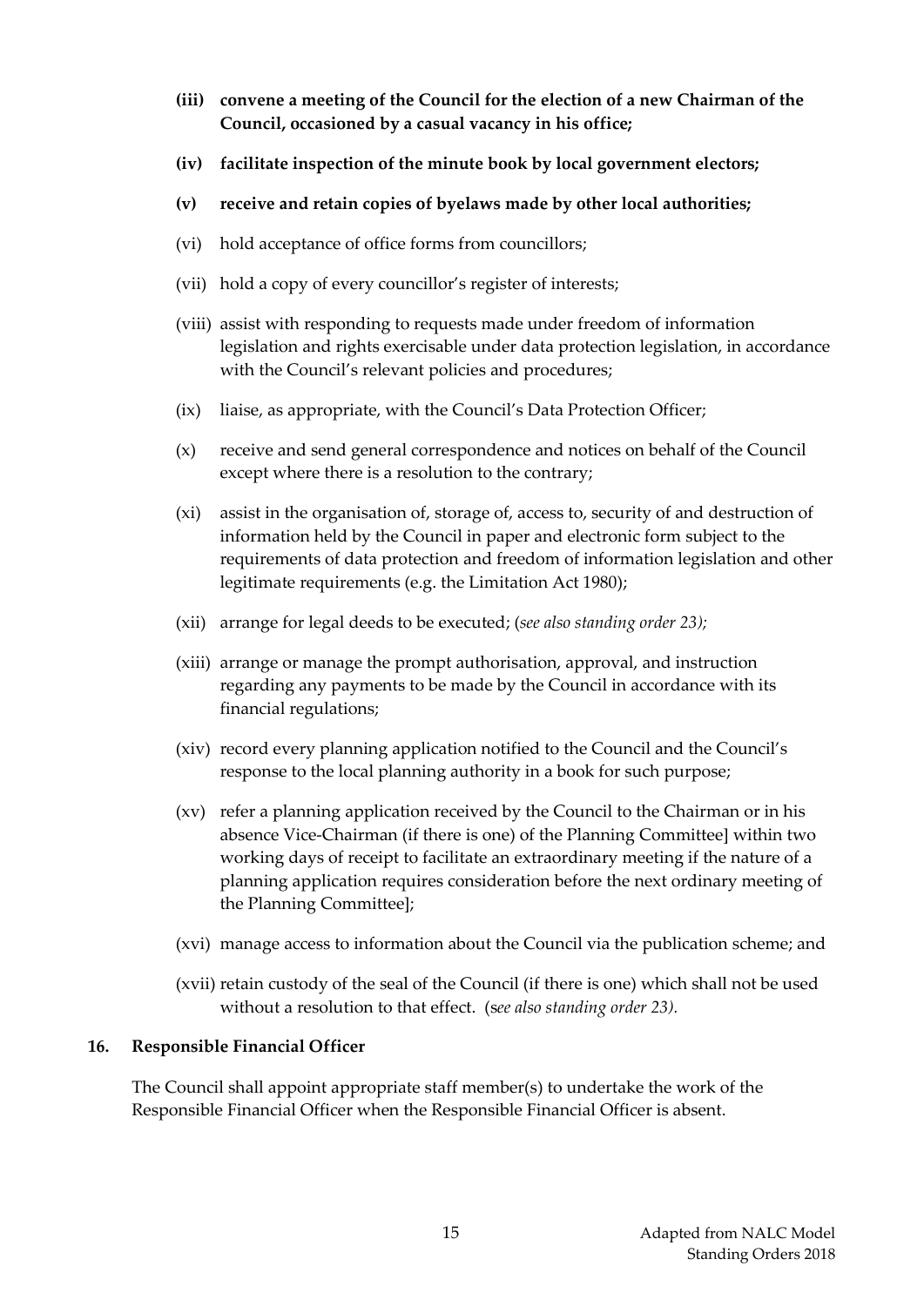**(iii) convene a meeting of the Council for the election of a new Chairman of the Council, occasioned by a casual vacancy in his office;**

**(iv) facilitate inspection of the minute book by local government electors;**

**(v) receive and retain copies of byelaws made by other local authorities;**

(vi) hold acceptance of office forms from councillors;

(vii) hold a copy of every councillor's register of interests;

(viii) assist with responding to requests made under freedom of information legislation and rights exercisable under data protection legislation, in accordance with the Council's relevant policies and procedures;

(ix) liaise, as appropriate, with the Council's Data Protection Officer;

(x) receive and send general correspondence and notices on behalf of the Council except where there is a resolution to the contrary;

(xi) assist in the organisation of, storage of, access to, security of and destruction of information held by the Council in paper and electronic form subject to the requirements of data protection and freedom of information legislation and other legitimate requirements (e.g. the Limitation Act 1980);

(xii) arrange for legal deeds to be executed; (*see also standing order 23);*

(xiii) arrange or manage the prompt authorisation, approval, and instruction regarding any payments to be made by the Council in accordance with its financial regulations;

(xiv) record every planning application notified to the Council and the Council's response to the local planning authority in a book for such purpose;

(xv) refer a planning application received by the Council to the Chairman or in his absence Vice-Chairman (if there is one) of the Planning Committee] within two working days of receipt to facilitate an extraordinary meeting if the nature of a planning application requires consideration before the next ordinary meeting of the Planning Committee];

(xvi) manage access to information about the Council via the publication scheme; and

(xvii) retain custody of the seal of the Council (if there is one) which shall not be used without a resolution to that effect. (s*ee also standing order 23).*

## 16. Responsible Financial Officer

The Council shall appoint appropriate staff member(s) to undertake the work of the Responsible Financial Officer when the Responsible Financial Officer is absent.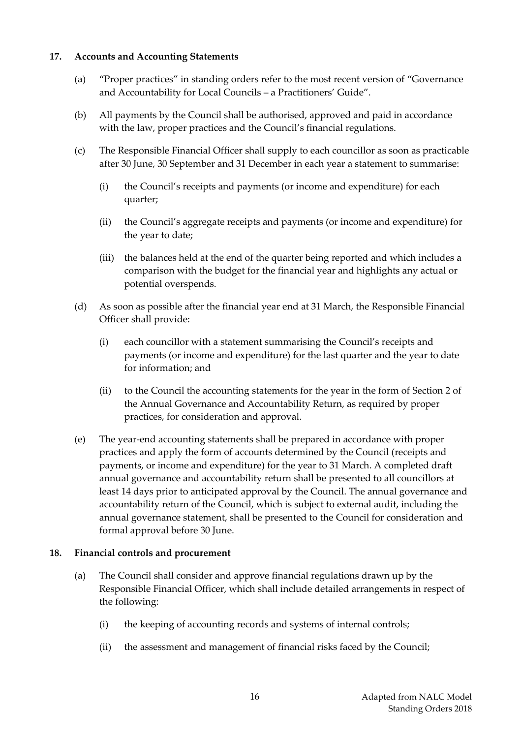## 17. Accounts and Accounting Statements

(a) "Proper practices" in standing orders refer to the most recent version of "Governance and Accountability for Local Councils – a Practitioners' Guide".

(b) All payments by the Council shall be authorised, approved and paid in accordance with the law, proper practices and the Council's financial regulations.

(c) The Responsible Financial Officer shall supply to each councillor as soon as practicable after 30 June, 30 September and 31 December in each year a statement to summarise:

  (i) the Council's receipts and payments (or income and expenditure) for each quarter;

  (ii) the Council's aggregate receipts and payments (or income and expenditure) for the year to date;

  (iii) the balances held at the end of the quarter being reported and which includes a comparison with the budget for the financial year and highlights any actual or potential overspends.

(d) As soon as possible after the financial year end at 31 March, the Responsible Financial Officer shall provide:

  (i) each councillor with a statement summarising the Council's receipts and payments (or income and expenditure) for the last quarter and the year to date for information; and

  (ii) to the Council the accounting statements for the year in the form of Section 2 of the Annual Governance and Accountability Return, as required by proper practices, for consideration and approval.

(e) The year-end accounting statements shall be prepared in accordance with proper practices and apply the form of accounts determined by the Council (receipts and payments, or income and expenditure) for the year to 31 March. A completed draft annual governance and accountability return shall be presented to all councillors at least 14 days prior to anticipated approval by the Council. The annual governance and accountability return of the Council, which is subject to external audit, including the annual governance statement, shall be presented to the Council for consideration and formal approval before 30 June.

## 18. Financial controls and procurement

(a) The Council shall consider and approve financial regulations drawn up by the Responsible Financial Officer, which shall include detailed arrangements in respect of the following:

  (i) the keeping of accounting records and systems of internal controls;

  (ii) the assessment and management of financial risks faced by the Council;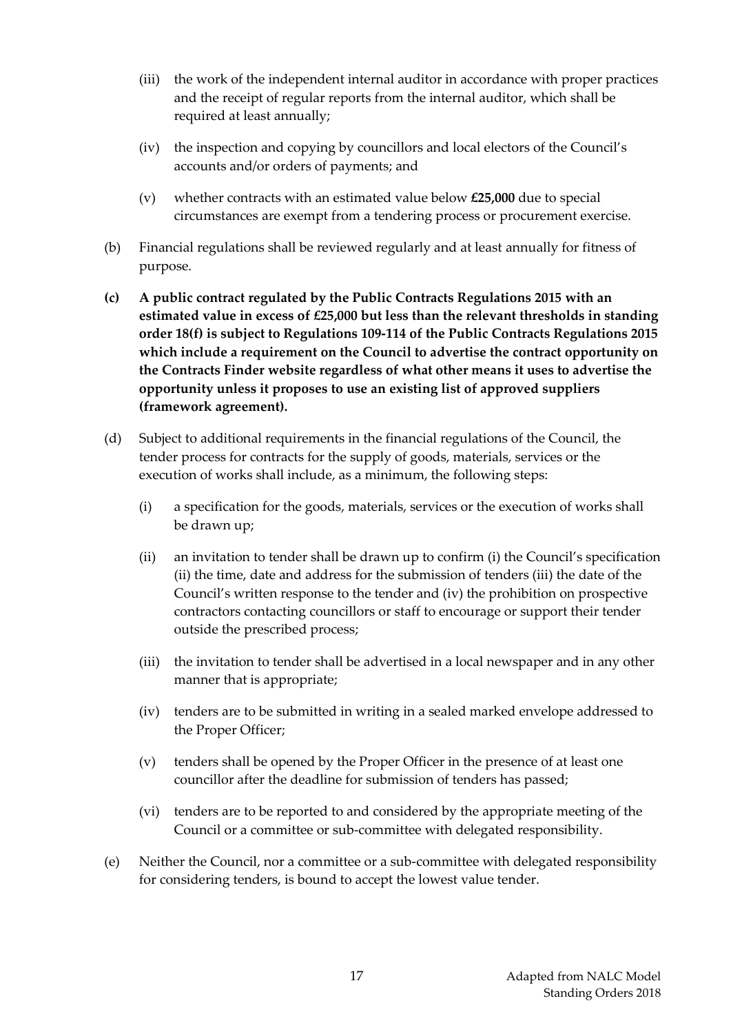(iii) the work of the independent internal auditor in accordance with proper practices and the receipt of regular reports from the internal auditor, which shall be required at least annually;

(iv) the inspection and copying by councillors and local electors of the Council's accounts and/or orders of payments; and

(v) whether contracts with an estimated value below **£25,000** due to special circumstances are exempt from a tendering process or procurement exercise.

(b) Financial regulations shall be reviewed regularly and at least annually for fitness of purpose.

**(c) A public contract regulated by the Public Contracts Regulations 2015 with an estimated value in excess of £25,000 but less than the relevant thresholds in standing order 18(f) is subject to Regulations 109-114 of the Public Contracts Regulations 2015 which include a requirement on the Council to advertise the contract opportunity on the Contracts Finder website regardless of what other means it uses to advertise the opportunity unless it proposes to use an existing list of approved suppliers (framework agreement).**

(d) Subject to additional requirements in the financial regulations of the Council, the tender process for contracts for the supply of goods, materials, services or the execution of works shall include, as a minimum, the following steps:

(i) a specification for the goods, materials, services or the execution of works shall be drawn up;

(ii) an invitation to tender shall be drawn up to confirm (i) the Council's specification (ii) the time, date and address for the submission of tenders (iii) the date of the Council's written response to the tender and (iv) the prohibition on prospective contractors contacting councillors or staff to encourage or support their tender outside the prescribed process;

(iii) the invitation to tender shall be advertised in a local newspaper and in any other manner that is appropriate;

(iv) tenders are to be submitted in writing in a sealed marked envelope addressed to the Proper Officer;

(v) tenders shall be opened by the Proper Officer in the presence of at least one councillor after the deadline for submission of tenders has passed;

(vi) tenders are to be reported to and considered by the appropriate meeting of the Council or a committee or sub-committee with delegated responsibility.

(e) Neither the Council, nor a committee or a sub-committee with delegated responsibility for considering tenders, is bound to accept the lowest value tender.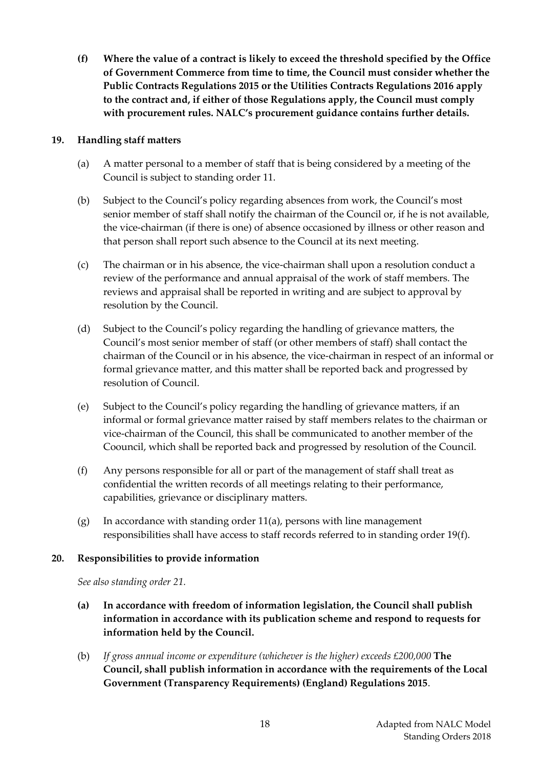**(f) Where the value of a contract is likely to exceed the threshold specified by the Office of Government Commerce from time to time, the Council must consider whether the Public Contracts Regulations 2015 or the Utilities Contracts Regulations 2016 apply to the contract and, if either of those Regulations apply, the Council must comply with procurement rules. NALC's procurement guidance contains further details.**

## 19. Handling staff matters

(a) A matter personal to a member of staff that is being considered by a meeting of the Council is subject to standing order 11.

(b) Subject to the Council's policy regarding absences from work, the Council's most senior member of staff shall notify the chairman of the Council or, if he is not available, the vice-chairman (if there is one) of absence occasioned by illness or other reason and that person shall report such absence to the Council at its next meeting.

(c) The chairman or in his absence, the vice-chairman shall upon a resolution conduct a review of the performance and annual appraisal of the work of staff members. The reviews and appraisal shall be reported in writing and are subject to approval by resolution by the Council.

(d) Subject to the Council's policy regarding the handling of grievance matters, the Council's most senior member of staff (or other members of staff) shall contact the chairman of the Council or in his absence, the vice-chairman in respect of an informal or formal grievance matter, and this matter shall be reported back and progressed by resolution of Council.

(e) Subject to the Council's policy regarding the handling of grievance matters, if an informal or formal grievance matter raised by staff members relates to the chairman or vice-chairman of the Council, this shall be communicated to another member of the Coouncil, which shall be reported back and progressed by resolution of the Council.

(f) Any persons responsible for all or part of the management of staff shall treat as confidential the written records of all meetings relating to their performance, capabilities, grievance or disciplinary matters.

(g) In accordance with standing order 11(a), persons with line management responsibilities shall have access to staff records referred to in standing order 19(f).

## 20. Responsibilities to provide information

*See also standing order 21.*

**(a) In accordance with freedom of information legislation, the Council shall publish information in accordance with its publication scheme and respond to requests for information held by the Council.**

(b) *If gross annual income or expenditure (whichever is the higher) exceeds £200,000* **The Council, shall publish information in accordance with the requirements of the Local Government (Transparency Requirements) (England) Regulations 2015**.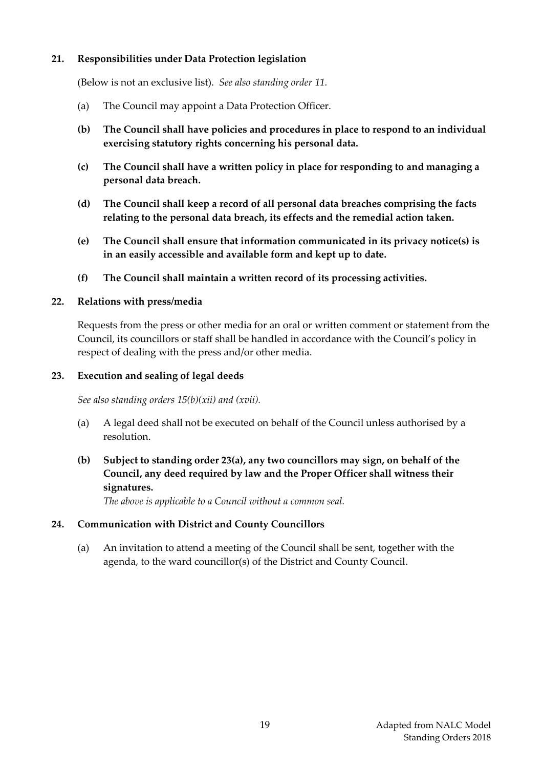## 21. Responsibilities under Data Protection legislation

(Below is not an exclusive list). *See also standing order 11.*

(a) The Council may appoint a Data Protection Officer.

**(b) The Council shall have policies and procedures in place to respond to an individual exercising statutory rights concerning his personal data.**

**(c) The Council shall have a written policy in place for responding to and managing a personal data breach.**

**(d) The Council shall keep a record of all personal data breaches comprising the facts relating to the personal data breach, its effects and the remedial action taken.**

**(e) The Council shall ensure that information communicated in its privacy notice(s) is in an easily accessible and available form and kept up to date.**

**(f) The Council shall maintain a written record of its processing activities.**

## 22. Relations with press/media

Requests from the press or other media for an oral or written comment or statement from the Council, its councillors or staff shall be handled in accordance with the Council's policy in respect of dealing with the press and/or other media.

## 23. Execution and sealing of legal deeds

*See also standing orders 15(b)(xii) and (xvii).*

(a) A legal deed shall not be executed on behalf of the Council unless authorised by a resolution.

**(b) Subject to standing order 23(a), any two councillors may sign, on behalf of the Council, any deed required by law and the Proper Officer shall witness their signatures.**
*The above is applicable to a Council without a common seal.*

## 24. Communication with District and County Councillors

(a) An invitation to attend a meeting of the Council shall be sent, together with the agenda, to the ward councillor(s) of the District and County Council.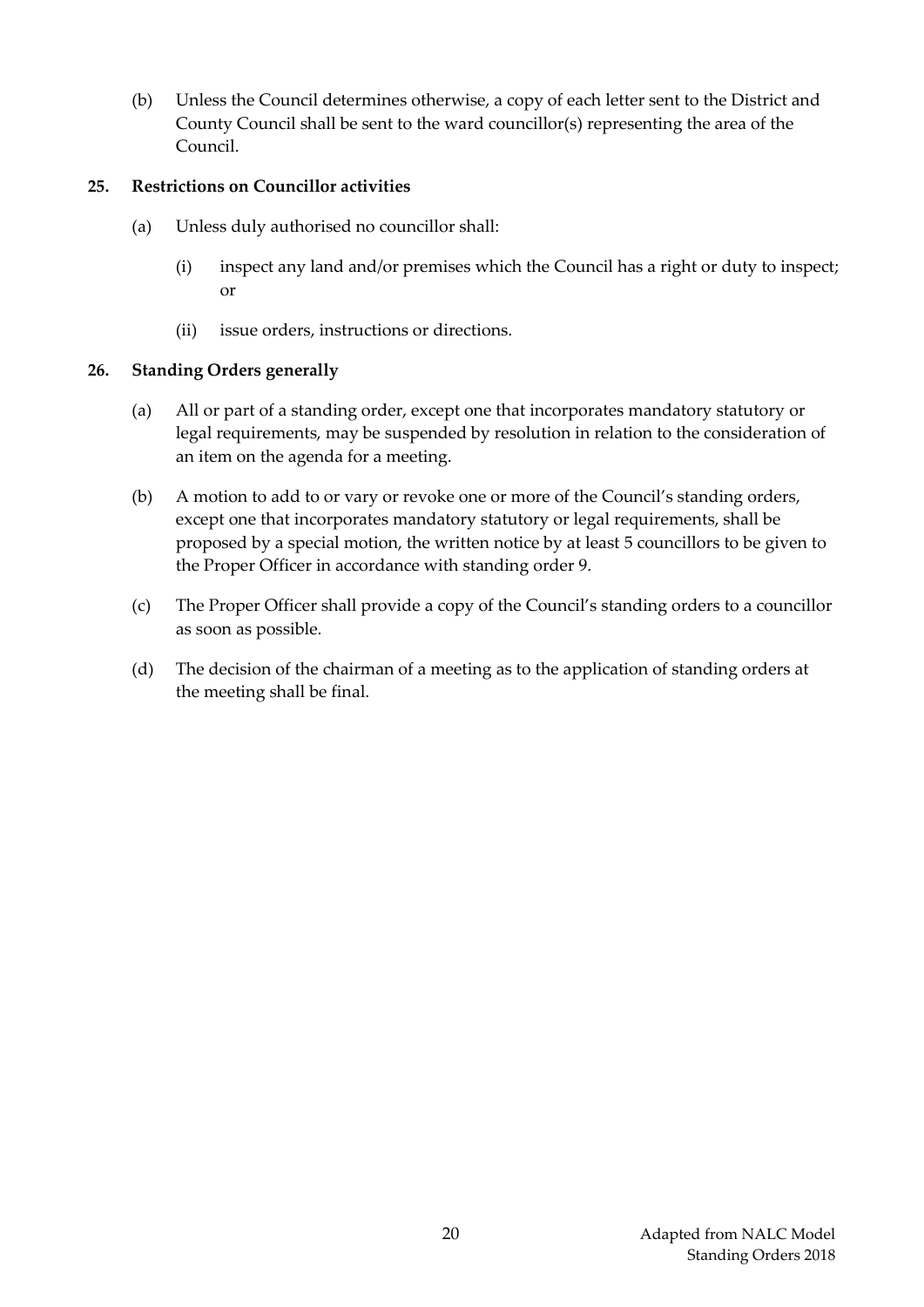(b) Unless the Council determines otherwise, a copy of each letter sent to the District and County Council shall be sent to the ward councillor(s) representing the area of the Council.

**25. Restrictions on Councillor activities**

(a) Unless duly authorised no councillor shall:

(i) inspect any land and/or premises which the Council has a right or duty to inspect; or

(ii) issue orders, instructions or directions.

**26. Standing Orders generally**

(a) All or part of a standing order, except one that incorporates mandatory statutory or legal requirements, may be suspended by resolution in relation to the consideration of an item on the agenda for a meeting.

(b) A motion to add to or vary or revoke one or more of the Council's standing orders, except one that incorporates mandatory statutory or legal requirements, shall be proposed by a special motion, the written notice by at least 5 councillors to be given to the Proper Officer in accordance with standing order 9.

(c) The Proper Officer shall provide a copy of the Council's standing orders to a councillor as soon as possible.

(d) The decision of the chairman of a meeting as to the application of standing orders at the meeting shall be final.